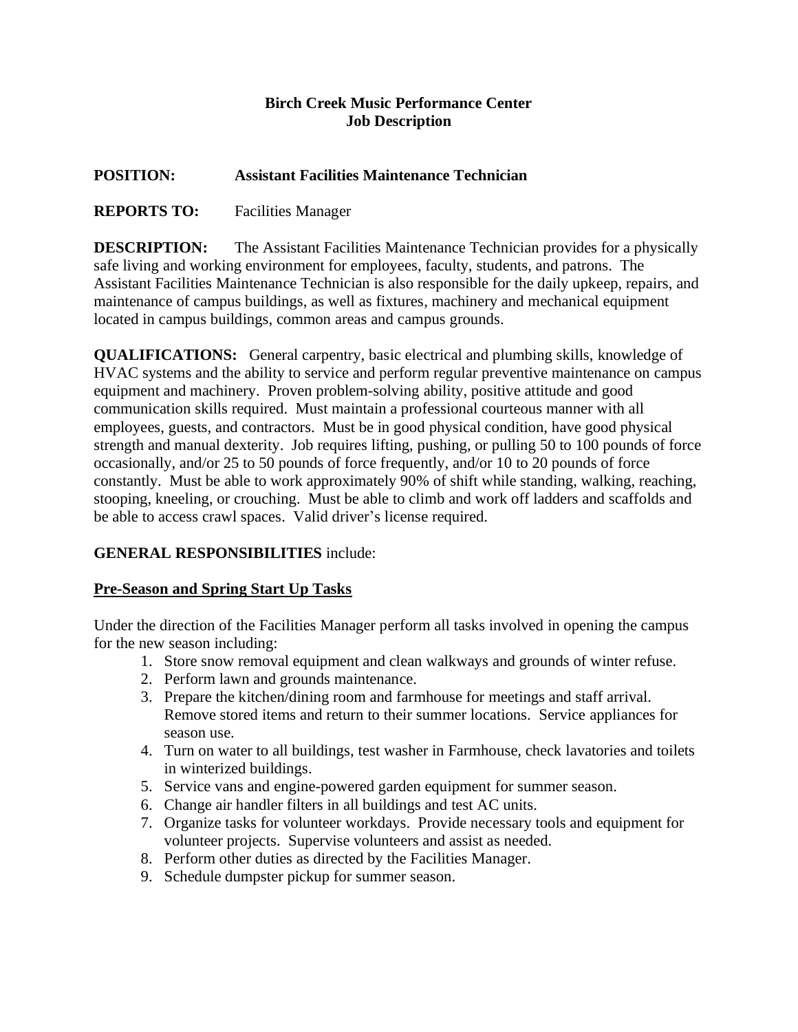**Birch Creek Music Performance Center**
**Job Description**

**POSITION:** **Assistant Facilities Maintenance Technician**

**REPORTS TO:** Facilities Manager

**DESCRIPTION:** The Assistant Facilities Maintenance Technician provides for a physically safe living and working environment for employees, faculty, students, and patrons. The Assistant Facilities Maintenance Technician is also responsible for the daily upkeep, repairs, and maintenance of campus buildings, as well as fixtures, machinery and mechanical equipment located in campus buildings, common areas and campus grounds.

**QUALIFICATIONS:** General carpentry, basic electrical and plumbing skills, knowledge of HVAC systems and the ability to service and perform regular preventive maintenance on campus equipment and machinery. Proven problem-solving ability, positive attitude and good communication skills required. Must maintain a professional courteous manner with all employees, guests, and contractors. Must be in good physical condition, have good physical strength and manual dexterity. Job requires lifting, pushing, or pulling 50 to 100 pounds of force occasionally, and/or 25 to 50 pounds of force frequently, and/or 10 to 20 pounds of force constantly. Must be able to work approximately 90% of shift while standing, walking, reaching, stooping, kneeling, or crouching. Must be able to climb and work off ladders and scaffolds and be able to access crawl spaces. Valid driver's license required.

**GENERAL RESPONSIBILITIES** include:

**<u>Pre-Season and Spring Start Up Tasks</u>**

Under the direction of the Facilities Manager perform all tasks involved in opening the campus for the new season including:

1. Store snow removal equipment and clean walkways and grounds of winter refuse.
2. Perform lawn and grounds maintenance.
3. Prepare the kitchen/dining room and farmhouse for meetings and staff arrival. Remove stored items and return to their summer locations. Service appliances for season use.
4. Turn on water to all buildings, test washer in Farmhouse, check lavatories and toilets in winterized buildings.
5. Service vans and engine-powered garden equipment for summer season.
6. Change air handler filters in all buildings and test AC units.
7. Organize tasks for volunteer workdays. Provide necessary tools and equipment for volunteer projects. Supervise volunteers and assist as needed.
8. Perform other duties as directed by the Facilities Manager.
9. Schedule dumpster pickup for summer season.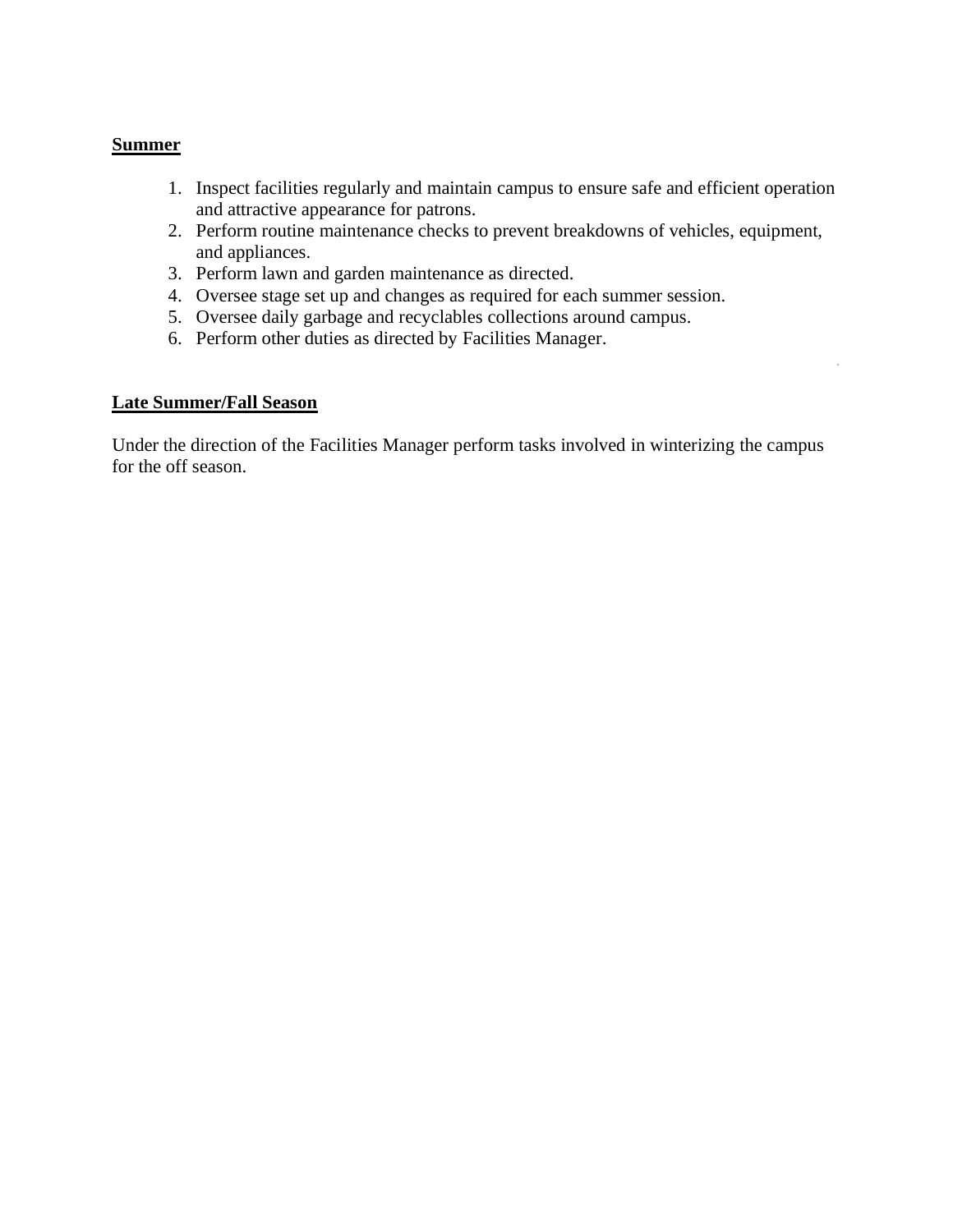**Summer**

1. Inspect facilities regularly and maintain campus to ensure safe and efficient operation and attractive appearance for patrons.
2. Perform routine maintenance checks to prevent breakdowns of vehicles, equipment, and appliances.
3. Perform lawn and garden maintenance as directed.
4. Oversee stage set up and changes as required for each summer session.
5. Oversee daily garbage and recyclables collections around campus.
6. Perform other duties as directed by Facilities Manager.

**Late Summer/Fall Season**

Under the direction of the Facilities Manager perform tasks involved in winterizing the campus for the off season.